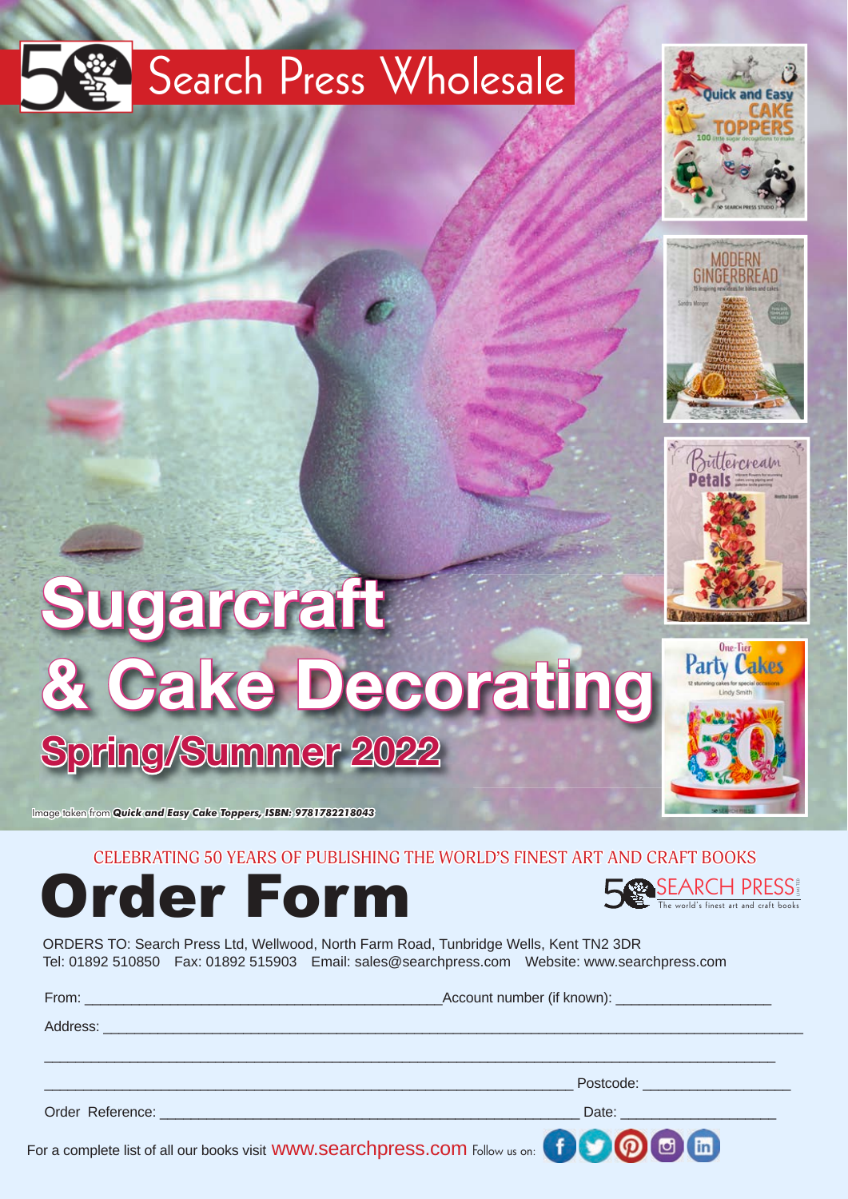# Search Press Wholesale

# Sugarcraft & Cake Decorating

## Spring/Summer 2022

Image taken from ***Quick and Easy Cake Toppers, ISBN: 9781782218043***

CELEBRATING 50 YEARS OF PUBLISHING THE WORLD'S FINEST ART AND CRAFT BOOKS

# Order Form

SEARCH PRESS LIMITED
The world's finest art and craft books

ORDERS TO: Search Press Ltd, Wellwood, North Farm Road, Tunbridge Wells, Kent TN2 3DR
Tel: 01892 510850 Fax: 01892 515903 Email: sales@searchpress.com Website: www.searchpress.com

From: ___________________________________________ Account number (if known): ___________________

Address: ___________________________________________________________________________________

___________________________________________________________________________________________

_______________________________________________________________ Postcode: __________________

Order Reference: ____________________________________________________ Date: ___________________

For a complete list of all our books visit www.searchpress.com Follow us on: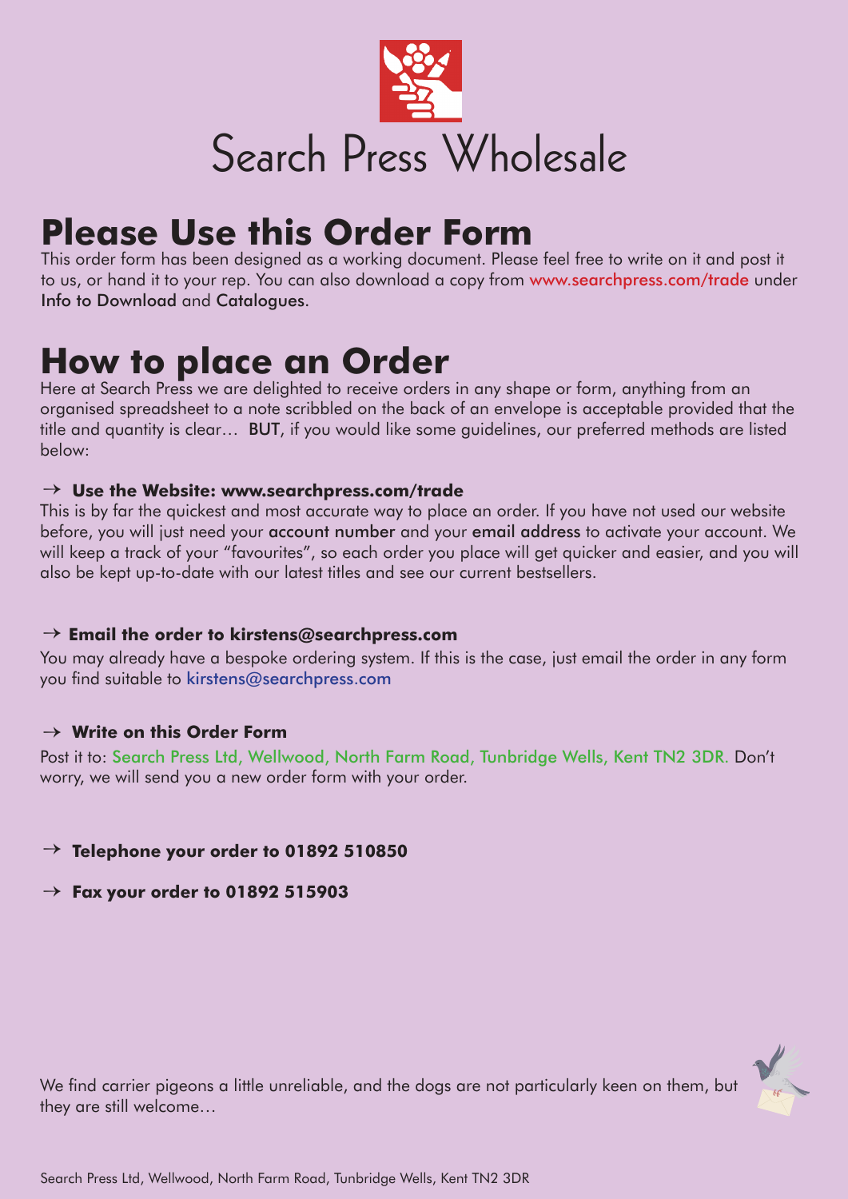# Search Press Wholesale

## Please Use this Order Form

This order form has been designed as a working document. Please feel free to write on it and post it to us, or hand it to your rep. You can also download a copy from www.searchpress.com/trade under Info to Download and Catalogues.

## How to place an Order

Here at Search Press we are delighted to receive orders in any shape or form, anything from an organised spreadsheet to a note scribbled on the back of an envelope is acceptable provided that the title and quantity is clear… BUT, if you would like some guidelines, our preferred methods are listed below:

### → Use the Website: www.searchpress.com/trade

This is by far the quickest and most accurate way to place an order. If you have not used our website before, you will just need your account number and your email address to activate your account. We will keep a track of your "favourites", so each order you place will get quicker and easier, and you will also be kept up-to-date with our latest titles and see our current bestsellers.

### → Email the order to kirstens@searchpress.com

You may already have a bespoke ordering system. If this is the case, just email the order in any form you find suitable to kirstens@searchpress.com

### → Write on this Order Form

Post it to: Search Press Ltd, Wellwood, North Farm Road, Tunbridge Wells, Kent TN2 3DR. Don't worry, we will send you a new order form with your order.

### → Telephone your order to 01892 510850

### → Fax your order to 01892 515903

We find carrier pigeons a little unreliable, and the dogs are not particularly keen on them, but they are still welcome…

Search Press Ltd, Wellwood, North Farm Road, Tunbridge Wells, Kent TN2 3DR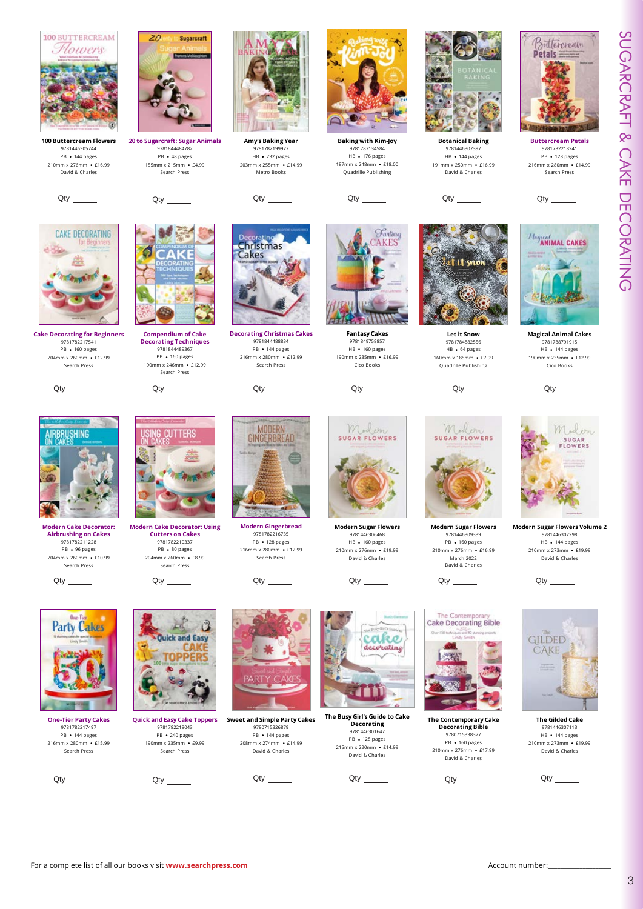# SUGARCRAFT & CAKE DECORATING

**100 Buttercream Flowers**
9781446305744
PB • 144 pages
210mm x 276mm • £16.99
David & Charles

Qty ______

**20 to Sugarcraft: Sugar Animals**
9781844484782
PB • 48 pages
155mm x 215mm • £4.99
Search Press

Qty ______

**Amy's Baking Year**
9781782199977
HB • 232 pages
203mm x 255mm • £14.99
Metro Books

Qty ______

**Baking with Kim-Joy**
9781787134584
HB • 176 pages
187mm x 248mm • £18.00
Quadrille Publishing

Qty ______

**Botanical Baking**
9781446307397
HB • 144 pages
191mm x 250mm • £16.99
David & Charles

Qty ______

**Buttercream Petals**
9781782218241
PB • 128 pages
216mm x 280mm • £14.99
Search Press

Qty ______

**Cake Decorating for Beginners**
9781782217541
PB • 160 pages
204mm x 260mm • £12.99
Search Press

Qty ______

**Compendium of Cake Decorating Techniques**
9781844489367
PB • 160 pages
190mm x 246mm • £12.99
Search Press

Qty ______

**Decorating Christmas Cakes**
9781844488834
PB • 144 pages
216mm x 280mm • £12.99
Search Press

Qty ______

**Fantasy Cakes**
9781849758857
HB • 160 pages
190mm x 235mm • £16.99
Cico Books

Qty ______

**Let it Snow**
9781784882556
HB • 64 pages
160mm x 185mm • £7.99
Quadrille Publishing

Qty ______

**Magical Animal Cakes**
9781788791915
HB • 144 pages
190mm x 235mm • £12.99
Cico Books

Qty ______

**Modern Cake Decorator: Airbrushing on Cakes**
9781782211228
PB • 96 pages
204mm x 260mm • £10.99
Search Press

Qty ______

**Modern Cake Decorator: Using Cutters on Cakes**
9781782210337
PB • 80 pages
204mm x 260mm • £8.99
Search Press

Qty ______

**Modern Gingerbread**
9781782216735
PB • 128 pages
216mm x 280mm • £12.99
Search Press

Qty ______

**Modern Sugar Flowers**
9781446306468
HB • 160 pages
210mm x 276mm • £19.99
David & Charles

Qty ______

**Modern Sugar Flowers**
9781446309339
PB • 160 pages
210mm x 276mm • £16.99
March 2022
David & Charles

Qty ______

**Modern Sugar Flowers Volume 2**
9781446307298
HB • 144 pages
210mm x 273mm • £19.99
David & Charles

Qty ______

**One-Tier Party Cakes**
9781782217497
PB • 144 pages
216mm x 280mm • £15.99
Search Press

Qty ______

**Quick and Easy Cake Toppers**
9781782218043
PB • 240 pages
190mm x 235mm • £9.99
Search Press

Qty ______

**Sweet and Simple Party Cakes**
9780715326879
PB • 144 pages
208mm x 274mm • £14.99
David & Charles

Qty ______

**The Busy Girl's Guide to Cake Decorating**
9781446301647
PB • 128 pages
215mm x 220mm • £14.99
David & Charles

Qty ______

**The Contemporary Cake Decorating Bible**
9780715338377
PB • 160 pages
210mm x 276mm • £17.99
David & Charles

Qty ______

**The Gilded Cake**
9781446307113
HB • 144 pages
210mm x 273mm • £19.99
David & Charles

Qty ______

For a complete list of all our books visit **www.searchpress.com**

Account number: ____________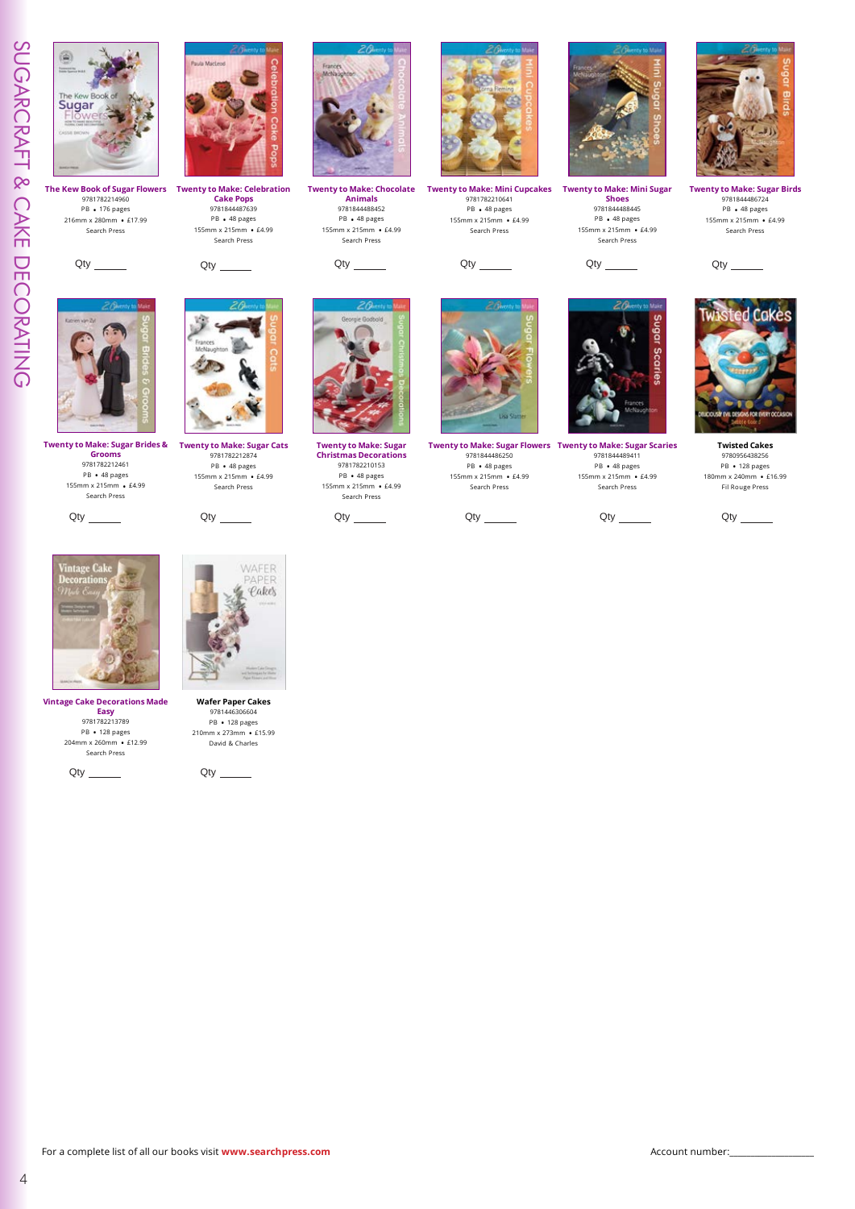# SUGARCRAFT & CAKE DECORATING

**The Kew Book of Sugar Flowers**
9781782214960
PB • 176 pages
216mm x 280mm • £17.99
Search Press

Qty ______

**Twenty to Make: Celebration Cake Pops**
9781844487639
PB • 48 pages
155mm x 215mm • £4.99
Search Press

Qty ______

**Twenty to Make: Chocolate Animals**
9781844488452
PB • 48 pages
155mm x 215mm • £4.99
Search Press

Qty ______

**Twenty to Make: Mini Cupcakes**
9781782210641
PB • 48 pages
155mm x 215mm • £4.99
Search Press

Qty ______

**Twenty to Make: Mini Sugar Shoes**
9781844488445
PB • 48 pages
155mm x 215mm • £4.99
Search Press

Qty ______

**Twenty to Make: Sugar Birds**
9781844486724
PB • 48 pages
155mm x 215mm • £4.99
Search Press

Qty ______

**Twenty to Make: Sugar Brides & Grooms**
9781782212461
PB • 48 pages
155mm x 215mm • £4.99
Search Press

Qty ______

**Twenty to Make: Sugar Cats**
9781782212874
PB • 48 pages
155mm x 215mm • £4.99
Search Press

Qty ______

**Twenty to Make: Sugar Christmas Decorations**
9781782210153
PB • 48 pages
155mm x 215mm • £4.99
Search Press

Qty ______

**Twenty to Make: Sugar Flowers**
9781844486250
PB • 48 pages
155mm x 215mm • £4.99
Search Press

Qty ______

**Twenty to Make: Sugar Scaries**
9781844489411
PB • 48 pages
155mm x 215mm • £4.99
Search Press

Qty ______

**Twisted Cakes**
9780956438256
PB • 128 pages
180mm x 240mm • £16.99
Fil Rouge Press

Qty ______

**Vintage Cake Decorations Made Easy**
9781782213789
PB • 128 pages
204mm x 260mm • £12.99
Search Press

Qty ______

**Wafer Paper Cakes**
9781446306604
PB • 128 pages
210mm x 273mm • £15.99
David & Charles

Qty ______

For a complete list of all our books visit **www.searchpress.com**

Account number:__________________